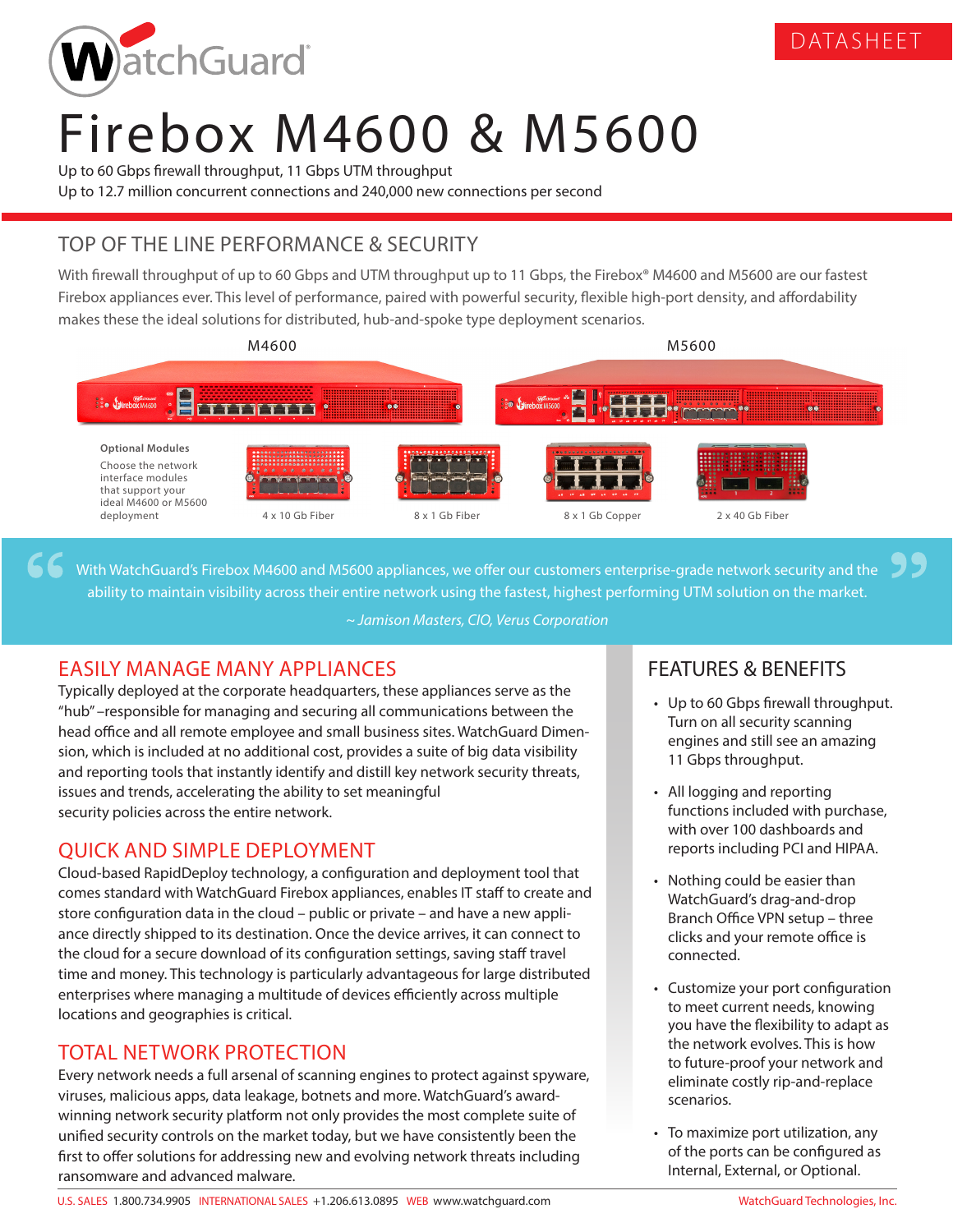DATASHEET

# Firebox M4600 & M5600

Up to 60 Gbps firewall throughput, 11 Gbps UTM throughput
Up to 12.7 million concurrent connections and 240,000 new connections per second

## TOP OF THE LINE PERFORMANCE & SECURITY

With firewall throughput of up to 60 Gbps and UTM throughput up to 11 Gbps, the Firebox® M4600 and M5600 are our fastest Firebox appliances ever. This level of performance, paired with powerful security, flexible high-port density, and affordability makes these the ideal solutions for distributed, hub-and-spoke type deployment scenarios.

M4600

M5600

**Optional Modules**

Choose the network interface modules that support your ideal M4600 or M5600 deployment

4 x 10 Gb Fiber

8 x 1 Gb Fiber

8 x 1 Gb Copper

2 x 40 Gb Fiber

> With WatchGuard's Firebox M4600 and M5600 appliances, we offer our customers enterprise-grade network security and the ability to maintain visibility across their entire network using the fastest, highest performing UTM solution on the market.
>
> *~ Jamison Masters, CIO, Verus Corporation*

## EASILY MANAGE MANY APPLIANCES

Typically deployed at the corporate headquarters, these appliances serve as the "hub" –responsible for managing and securing all communications between the head office and all remote employee and small business sites. WatchGuard Dimension, which is included at no additional cost, provides a suite of big data visibility and reporting tools that instantly identify and distill key network security threats, issues and trends, accelerating the ability to set meaningful security policies across the entire network.

## QUICK AND SIMPLE DEPLOYMENT

Cloud-based RapidDeploy technology, a configuration and deployment tool that comes standard with WatchGuard Firebox appliances, enables IT staff to create and store configuration data in the cloud – public or private – and have a new appliance directly shipped to its destination. Once the device arrives, it can connect to the cloud for a secure download of its configuration settings, saving staff travel time and money. This technology is particularly advantageous for large distributed enterprises where managing a multitude of devices efficiently across multiple locations and geographies is critical.

## TOTAL NETWORK PROTECTION

Every network needs a full arsenal of scanning engines to protect against spyware, viruses, malicious apps, data leakage, botnets and more. WatchGuard's award-winning network security platform not only provides the most complete suite of unified security controls on the market today, but we have consistently been the first to offer solutions for addressing new and evolving network threats including ransomware and advanced malware.

## FEATURES & BENEFITS

- Up to 60 Gbps firewall throughput. Turn on all security scanning engines and still see an amazing 11 Gbps throughput.
- All logging and reporting functions included with purchase, with over 100 dashboards and reports including PCI and HIPAA.
- Nothing could be easier than WatchGuard's drag-and-drop Branch Office VPN setup – three clicks and your remote office is connected.
- Customize your port configuration to meet current needs, knowing you have the flexibility to adapt as the network evolves. This is how to future-proof your network and eliminate costly rip-and-replace scenarios.
- To maximize port utilization, any of the ports can be configured as Internal, External, or Optional.

U.S. SALES 1.800.734.9905 INTERNATIONAL SALES +1.206.613.0895 WEB www.watchguard.com WatchGuard Technologies, Inc.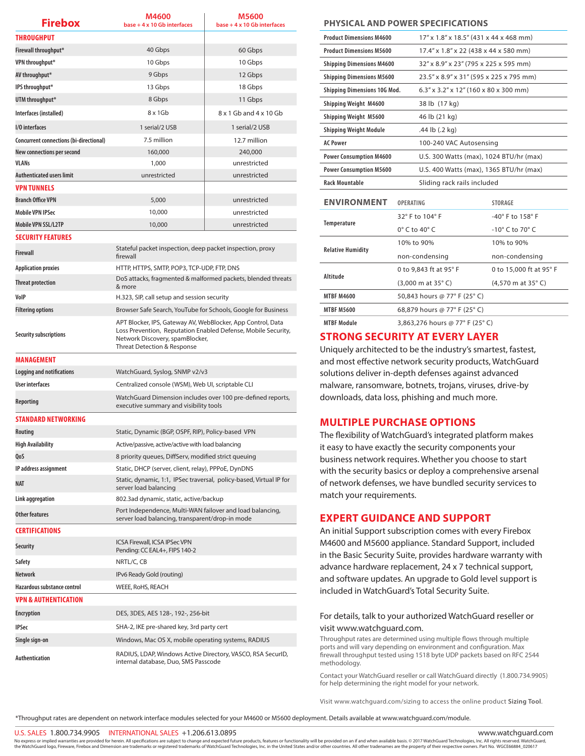| Firebox | M4600 base + 4 x 10 Gb interfaces | M5600 base + 4 x 10 Gb interfaces |
|---|---|---|
| **THROUGHPUT** | | |
| Firewall throughput* | 40 Gbps | 60 Gbps |
| VPN throughput* | 10 Gbps | 10 Gbps |
| AV throughput* | 9 Gbps | 12 Gbps |
| IPS throughput* | 13 Gbps | 18 Gbps |
| UTM throughput* | 8 Gbps | 11 Gbps |
| Interfaces (installed) | 8 x 1Gb | 8 x 1 Gb and 4 x 10 Gb |
| I/O interfaces | 1 serial/2 USB | 1 serial/2 USB |
| Concurrent connections (bi-directional) | 7.5 million | 12.7 million |
| New connections per second | 160,000 | 240,000 |
| VLANs | 1,000 | unrestricted |
| Authenticated users limit | unrestricted | unrestricted |
| **VPN TUNNELS** | | |
| Branch Office VPN | 5,000 | unrestricted |
| Mobile VPN IPSec | 10,000 | unrestricted |
| Mobile VPN SSL/L2TP | 10,000 | unrestricted |

| SECURITY FEATURES | |
|---|---|
| Firewall | Stateful packet inspection, deep packet inspection, proxy firewall |
| Application proxies | HTTP, HTTPS, SMTP, POP3, TCP-UDP, FTP, DNS |
| Threat protection | DoS attacks, fragmented & malformed packets, blended threats & more |
| VoIP | H.323, SIP, call setup and session security |
| Filtering options | Browser Safe Search, YouTube for Schools, Google for Business |
| Security subscriptions | APT Blocker, IPS, Gateway AV, WebBlocker, App Control, Data Loss Prevention, Reputation Enabled Defense, Mobile Security, Network Discovery, spamBlocker, Threat Detection & Response |
| **MANAGEMENT** | |
| Logging and notifications | WatchGuard, Syslog, SNMP v2/v3 |
| User interfaces | Centralized console (WSM), Web UI, scriptable CLI |
| Reporting | WatchGuard Dimension includes over 100 pre-defined reports, executive summary and visibility tools |
| **STANDARD NETWORKING** | |
| Routing | Static, Dynamic (BGP, OSPF, RIP), Policy-based VPN |
| High Availability | Active/passive, active/active with load balancing |
| QoS | 8 priority queues, DiffServ, modified strict queuing |
| IP address assignment | Static, DHCP (server, client, relay), PPPoE, DynDNS |
| NAT | Static, dynamic, 1:1, IPSec traversal, policy-based, Virtual IP for server load balancing |
| Link aggregation | 802.3ad dynamic, static, active/backup |
| Other features | Port Independence, Multi-WAN failover and load balancing, server load balancing, transparent/drop-in mode |
| **CERTIFICATIONS** | |
| Security | ICSA Firewall, ICSA IPSec VPN Pending: CC EAL4+, FIPS 140-2 |
| Safety | NRTL/C, CB |
| Network | IPv6 Ready Gold (routing) |
| Hazardous substance control | WEEE, RoHS, REACH |
| **VPN & AUTHENTICATION** | |
| Encryption | DES, 3DES, AES 128-, 192-, 256-bit |
| IPSec | SHA-2, IKE pre-shared key, 3rd party cert |
| Single sign-on | Windows, Mac OS X, mobile operating systems, RADIUS |
| Authentication | RADIUS, LDAP, Windows Active Directory, VASCO, RSA SecurID, internal database, Duo, SMS Passcode |

## PHYSICAL AND POWER SPECIFICATIONS

| | |
|---|---|
| Product Dimensions M4600 | 17″ x 1.8″ x 18.5″ (431 x 44 x 468 mm) |
| Product Dimensions M5600 | 17.4″ x 1.8″ x 22 (438 x 44 x 580 mm) |
| Shipping Dimensions M4600 | 32″ x 8.9″ x 23″ (795 x 225 x 595 mm) |
| Shipping Dimensions M5600 | 23.5″ x 8.9″ x 31″ (595 x 225 x 795 mm) |
| Shipping Dimensions 10G Mod. | 6.3″ x 3.2″ x 12″ (160 x 80 x 300 mm) |
| Shipping Weight M4600 | 38 lb (17 kg) |
| Shipping Weight M5600 | 46 lb (21 kg) |
| Shipping Weight Module | .44 lb (.2 kg) |
| AC Power | 100-240 VAC Autosensing |
| Power Consumption M4600 | U.S. 300 Watts (max), 1024 BTU/hr (max) |
| Power Consumption M5600 | U.S. 400 Watts (max), 1365 BTU/hr (max) |
| Rack Mountable | Sliding rack rails included |

| ENVIRONMENT | OPERATING | STORAGE |
|---|---|---|
| Temperature | 32° F to 104° F<br>0° C to 40° C | -40° F to 158° F<br>-10° C to 70° C |
| Relative Humidity | 10% to 90%<br>non-condensing | 10% to 90%<br>non-condensing |
| Altitude | 0 to 9,843 ft at 95° F<br>(3,000 m at 35° C) | 0 to 15,000 ft at 95° F<br>(4,570 m at 35° C) |
| MTBF M4600 | 50,843 hours @ 77° F (25° C) | |
| MTBF M5600 | 68,879 hours @ 77° F (25° C) | |
| MTBF Module | 3,863,276 hours @ 77° F (25° C) | |

## STRONG SECURITY AT EVERY LAYER

Uniquely architected to be the industry's smartest, fastest, and most effective network security products, WatchGuard solutions deliver in-depth defenses against advanced malware, ransomware, botnets, trojans, viruses, drive-by downloads, data loss, phishing and much more.

## MULTIPLE PURCHASE OPTIONS

The flexibility of WatchGuard's integrated platform makes it easy to have exactly the security components your business network requires. Whether you choose to start with the security basics or deploy a comprehensive arsenal of network defenses, we have bundled security services to match your requirements.

## EXPERT GUIDANCE AND SUPPORT

An initial Support subscription comes with every Firebox M4600 and M5600 appliance. Standard Support, included in the Basic Security Suite, provides hardware warranty with advance hardware replacement, 24 x 7 technical support, and software updates. An upgrade to Gold level support is included in WatchGuard's Total Security Suite.

For details, talk to your authorized WatchGuard reseller or visit www.watchguard.com.

Throughput rates are determined using multiple flows through multiple ports and will vary depending on environment and configuration. Max firewall throughput tested using 1518 byte UDP packets based on RFC 2544 methodology.

Contact your WatchGuard reseller or call WatchGuard directly (1.800.734.9905) for help determining the right model for your network.

Visit www.watchguard.com/sizing to access the online product **Sizing Tool**.

*Throughput rates are dependent on network interface modules selected for your M4600 or M5600 deployment. Details available at www.watchguard.com/module.

U.S. SALES 1.800.734.9905 INTERNATIONAL SALES +1.206.613.0895 www.watchguard.com

No express or implied warranties are provided for herein. All specifications are subject to change and expected future products, features or functionality will be provided on an if and when available basis. © 2017 WatchGuard Technologies, Inc. All rights reserved. WatchGuard, the WatchGuard logo, Fireware, Firebox and Dimension are trademarks or registered trademarks of WatchGuard Technologies, Inc. in the United States and/or other countries. All other tradenames are the property of their respective owners. Part No. WGCE66884_020617